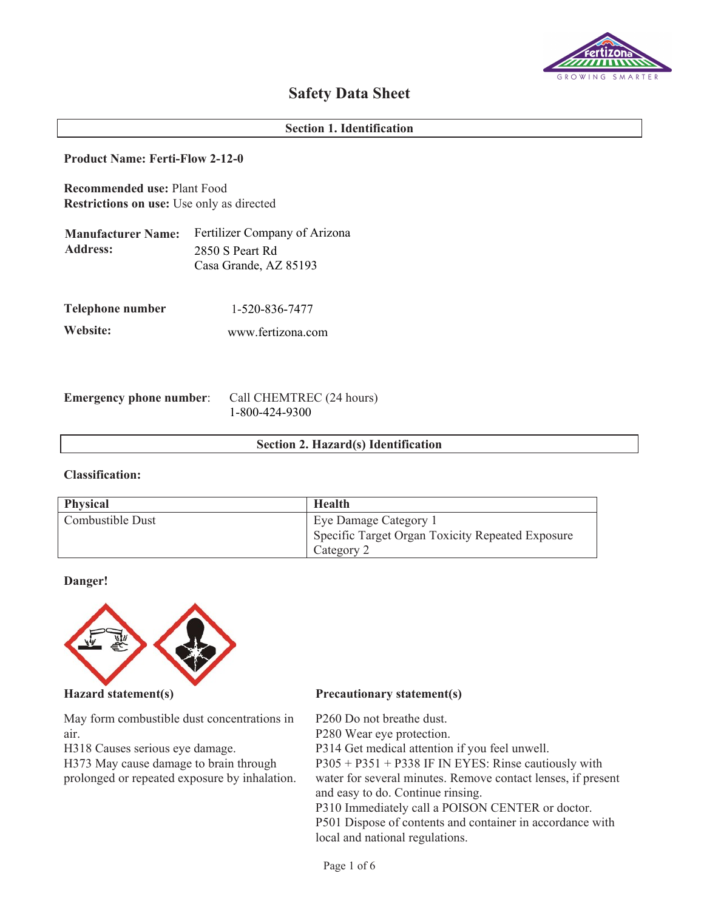# Safety Data Sheet

## Section 1. Identification

**Product Name: Ferti-Flow 2-12-0**

**Recommended use:** Plant Food
**Restrictions on use:** Use only as directed

**Manufacturer Name:** Fertilizer Company of Arizona
**Address:** 2850 S Peart Rd
Casa Grande, AZ 85193

**Telephone number** 1-520-836-7477
**Website:** www.fertizona.com

**Emergency phone number**: Call CHEMTREC (24 hours)
1-800-424-9300

## Section 2. Hazard(s) Identification

**Classification:**

| Physical | Health |
|---|---|
| Combustible Dust | Eye Damage Category 1<br>Specific Target Organ Toxicity Repeated Exposure Category 2 |

**Danger!**

**Hazard statement(s)**

May form combustible dust concentrations in air.
H318 Causes serious eye damage.
H373 May cause damage to brain through prolonged or repeated exposure by inhalation.

**Precautionary statement(s)**

P260 Do not breathe dust.
P280 Wear eye protection.
P314 Get medical attention if you feel unwell.
P305 + P351 + P338 IF IN EYES: Rinse cautiously with water for several minutes. Remove contact lenses, if present and easy to do. Continue rinsing.
P310 Immediately call a POISON CENTER or doctor.
P501 Dispose of contents and container in accordance with local and national regulations.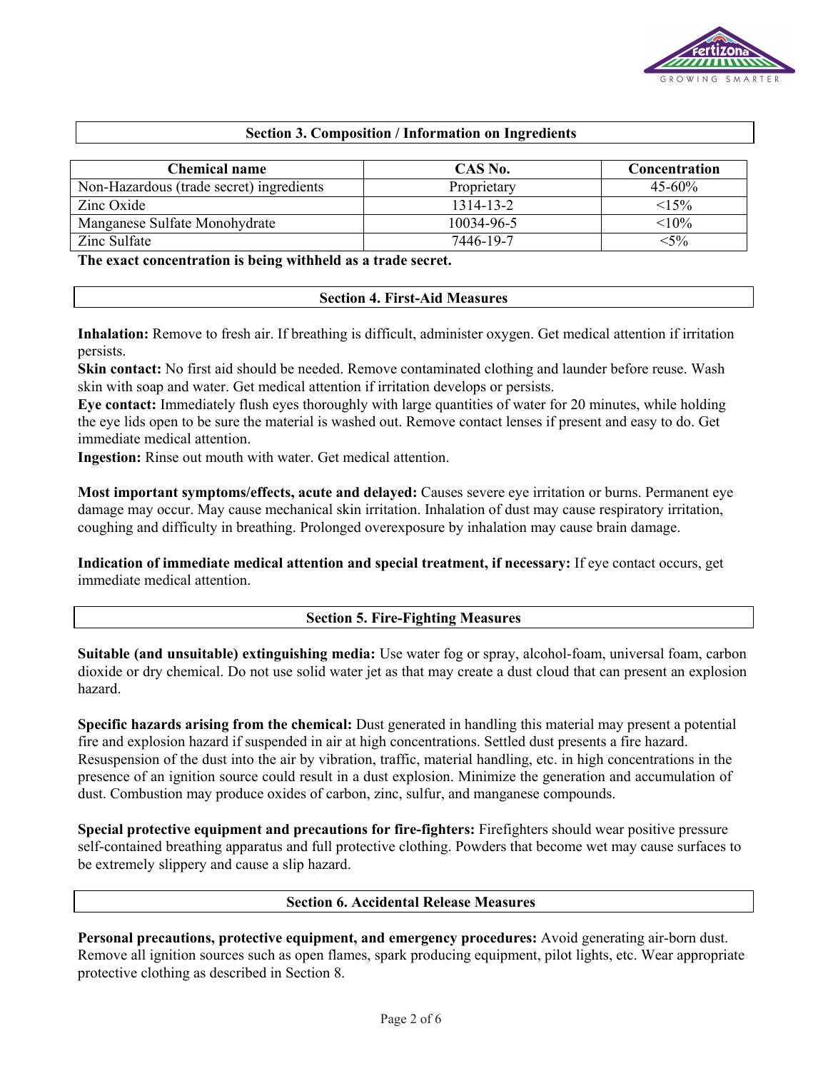## Section 3. Composition / Information on Ingredients

| Chemical name | CAS No. | Concentration |
| --- | --- | --- |
| Non-Hazardous (trade secret) ingredients | Proprietary | 45-60% |
| Zinc Oxide | 1314-13-2 | <15% |
| Manganese Sulfate Monohydrate | 10034-96-5 | <10% |
| Zinc Sulfate | 7446-19-7 | <5% |

**The exact concentration is being withheld as a trade secret.**

## Section 4. First-Aid Measures

**Inhalation:** Remove to fresh air. If breathing is difficult, administer oxygen. Get medical attention if irritation persists.

**Skin contact:** No first aid should be needed. Remove contaminated clothing and launder before reuse. Wash skin with soap and water. Get medical attention if irritation develops or persists.

**Eye contact:** Immediately flush eyes thoroughly with large quantities of water for 20 minutes, while holding the eye lids open to be sure the material is washed out. Remove contact lenses if present and easy to do. Get immediate medical attention.

**Ingestion:** Rinse out mouth with water. Get medical attention.

**Most important symptoms/effects, acute and delayed:** Causes severe eye irritation or burns. Permanent eye damage may occur. May cause mechanical skin irritation. Inhalation of dust may cause respiratory irritation, coughing and difficulty in breathing. Prolonged overexposure by inhalation may cause brain damage.

**Indication of immediate medical attention and special treatment, if necessary:** If eye contact occurs, get immediate medical attention.

## Section 5. Fire-Fighting Measures

**Suitable (and unsuitable) extinguishing media:** Use water fog or spray, alcohol-foam, universal foam, carbon dioxide or dry chemical. Do not use solid water jet as that may create a dust cloud that can present an explosion hazard.

**Specific hazards arising from the chemical:** Dust generated in handling this material may present a potential fire and explosion hazard if suspended in air at high concentrations. Settled dust presents a fire hazard. Resuspension of the dust into the air by vibration, traffic, material handling, etc. in high concentrations in the presence of an ignition source could result in a dust explosion. Minimize the generation and accumulation of dust. Combustion may produce oxides of carbon, zinc, sulfur, and manganese compounds.

**Special protective equipment and precautions for fire-fighters:** Firefighters should wear positive pressure self-contained breathing apparatus and full protective clothing. Powders that become wet may cause surfaces to be extremely slippery and cause a slip hazard.

## Section 6. Accidental Release Measures

**Personal precautions, protective equipment, and emergency procedures:** Avoid generating air-born dust. Remove all ignition sources such as open flames, spark producing equipment, pilot lights, etc. Wear appropriate protective clothing as described in Section 8.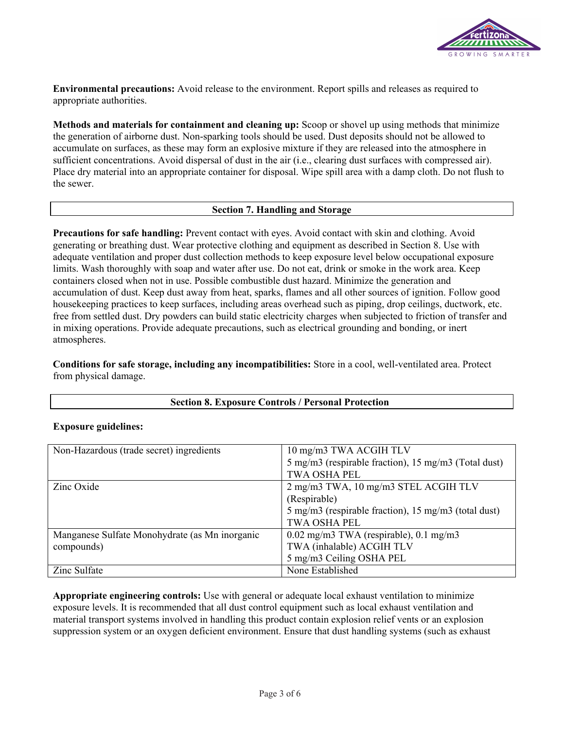**Environmental precautions:** Avoid release to the environment. Report spills and releases as required to appropriate authorities.

**Methods and materials for containment and cleaning up:** Scoop or shovel up using methods that minimize the generation of airborne dust. Non-sparking tools should be used. Dust deposits should not be allowed to accumulate on surfaces, as these may form an explosive mixture if they are released into the atmosphere in sufficient concentrations. Avoid dispersal of dust in the air (i.e., clearing dust surfaces with compressed air). Place dry material into an appropriate container for disposal. Wipe spill area with a damp cloth. Do not flush to the sewer.

## Section 7. Handling and Storage

**Precautions for safe handling:** Prevent contact with eyes. Avoid contact with skin and clothing. Avoid generating or breathing dust. Wear protective clothing and equipment as described in Section 8. Use with adequate ventilation and proper dust collection methods to keep exposure level below occupational exposure limits. Wash thoroughly with soap and water after use. Do not eat, drink or smoke in the work area. Keep containers closed when not in use. Possible combustible dust hazard. Minimize the generation and accumulation of dust. Keep dust away from heat, sparks, flames and all other sources of ignition. Follow good housekeeping practices to keep surfaces, including areas overhead such as piping, drop ceilings, ductwork, etc. free from settled dust. Dry powders can build static electricity charges when subjected to friction of transfer and in mixing operations. Provide adequate precautions, such as electrical grounding and bonding, or inert atmospheres.

**Conditions for safe storage, including any incompatibilities:** Store in a cool, well-ventilated area. Protect from physical damage.

## Section 8. Exposure Controls / Personal Protection

**Exposure guidelines:**

| Ingredient | Exposure Limits |
|---|---|
| Non-Hazardous (trade secret) ingredients | 10 mg/m3 TWA ACGIH TLV<br>5 mg/m3 (respirable fraction), 15 mg/m3 (Total dust) TWA OSHA PEL |
| Zinc Oxide | 2 mg/m3 TWA, 10 mg/m3 STEL ACGIH TLV (Respirable)<br>5 mg/m3 (respirable fraction), 15 mg/m3 (total dust) TWA OSHA PEL |
| Manganese Sulfate Monohydrate (as Mn inorganic compounds) | 0.02 mg/m3 TWA (respirable), 0.1 mg/m3 TWA (inhalable) ACGIH TLV<br>5 mg/m3 Ceiling OSHA PEL |
| Zinc Sulfate | None Established |

**Appropriate engineering controls:** Use with general or adequate local exhaust ventilation to minimize exposure levels. It is recommended that all dust control equipment such as local exhaust ventilation and material transport systems involved in handling this product contain explosion relief vents or an explosion suppression system or an oxygen deficient environment. Ensure that dust handling systems (such as exhaust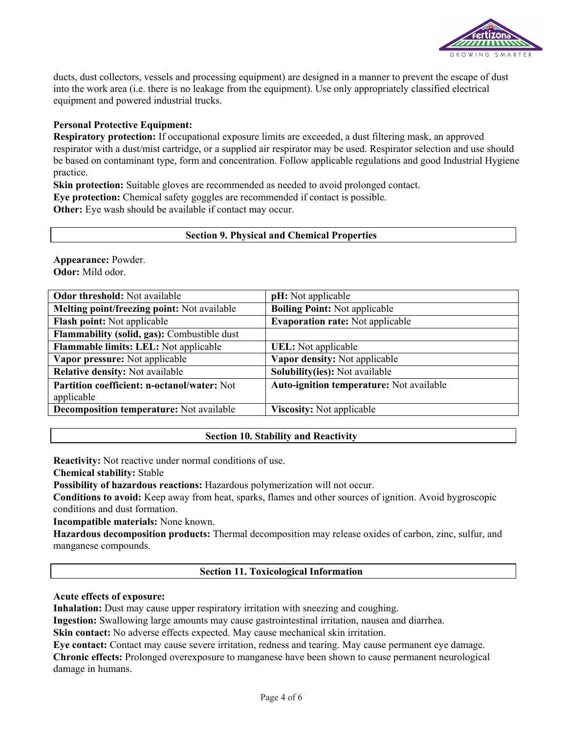ducts, dust collectors, vessels and processing equipment) are designed in a manner to prevent the escape of dust into the work area (i.e. there is no leakage from the equipment). Use only appropriately classified electrical equipment and powered industrial trucks.

**Personal Protective Equipment:**

**Respiratory protection:** If occupational exposure limits are exceeded, a dust filtering mask, an approved respirator with a dust/mist cartridge, or a supplied air respirator may be used. Respirator selection and use should be based on contaminant type, form and concentration. Follow applicable regulations and good Industrial Hygiene practice.

**Skin protection:** Suitable gloves are recommended as needed to avoid prolonged contact.

**Eye protection:** Chemical safety goggles are recommended if contact is possible.

**Other:** Eye wash should be available if contact may occur.

## Section 9. Physical and Chemical Properties

**Appearance:** Powder.

**Odor:** Mild odor.

| | |
|---|---|
| **Odor threshold:** Not available | **pH:** Not applicable |
| **Melting point/freezing point:** Not available | **Boiling Point:** Not applicable |
| **Flash point:** Not applicable | **Evaporation rate:** Not applicable |
| **Flammability (solid, gas):** Combustible dust | |
| **Flammable limits: LEL:** Not applicable | **UEL:** Not applicable |
| **Vapor pressure:** Not applicable | **Vapor density:** Not applicable |
| **Relative density:** Not available | **Solubility(ies):** Not available |
| **Partition coefficient: n-octanol/water:** Not applicable | **Auto-ignition temperature:** Not available |
| **Decomposition temperature:** Not available | **Viscosity:** Not applicable |

## Section 10. Stability and Reactivity

**Reactivity:** Not reactive under normal conditions of use.

**Chemical stability:** Stable

**Possibility of hazardous reactions:** Hazardous polymerization will not occur.

**Conditions to avoid:** Keep away from heat, sparks, flames and other sources of ignition. Avoid hygroscopic conditions and dust formation.

**Incompatible materials:** None known.

**Hazardous decomposition products:** Thermal decomposition may release oxides of carbon, zinc, sulfur, and manganese compounds.

## Section 11. Toxicological Information

**Acute effects of exposure:**

**Inhalation:** Dust may cause upper respiratory irritation with sneezing and coughing.

**Ingestion:** Swallowing large amounts may cause gastrointestinal irritation, nausea and diarrhea.

**Skin contact:** No adverse effects expected. May cause mechanical skin irritation.

**Eye contact:** Contact may cause severe irritation, redness and tearing. May cause permanent eye damage.

**Chronic effects:** Prolonged overexposure to manganese have been shown to cause permanent neurological damage in humans.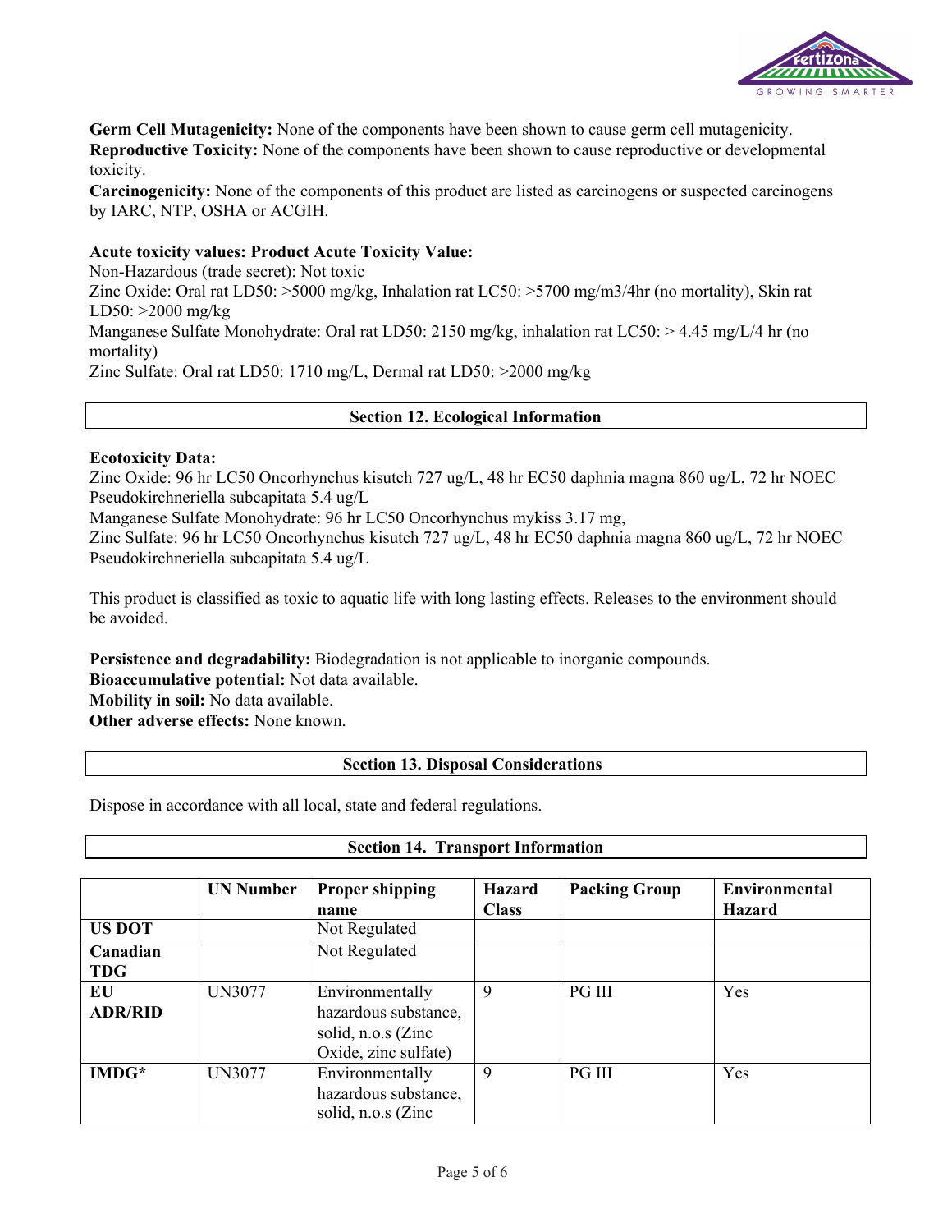**Germ Cell Mutagenicity:** None of the components have been shown to cause germ cell mutagenicity.
**Reproductive Toxicity:** None of the components have been shown to cause reproductive or developmental toxicity.
**Carcinogenicity:** None of the components of this product are listed as carcinogens or suspected carcinogens by IARC, NTP, OSHA or ACGIH.

**Acute toxicity values: Product Acute Toxicity Value:**
Non-Hazardous (trade secret): Not toxic
Zinc Oxide: Oral rat LD50: >5000 mg/kg, Inhalation rat LC50: >5700 mg/m3/4hr (no mortality), Skin rat LD50: >2000 mg/kg
Manganese Sulfate Monohydrate: Oral rat LD50: 2150 mg/kg, inhalation rat LC50: > 4.45 mg/L/4 hr (no mortality)
Zinc Sulfate: Oral rat LD50: 1710 mg/L, Dermal rat LD50: >2000 mg/kg

## Section 12. Ecological Information

**Ecotoxicity Data:**
Zinc Oxide: 96 hr LC50 Oncorhynchus kisutch 727 ug/L, 48 hr EC50 daphnia magna 860 ug/L, 72 hr NOEC Pseudokirchneriella subcapitata 5.4 ug/L
Manganese Sulfate Monohydrate: 96 hr LC50 Oncorhynchus mykiss 3.17 mg,
Zinc Sulfate: 96 hr LC50 Oncorhynchus kisutch 727 ug/L, 48 hr EC50 daphnia magna 860 ug/L, 72 hr NOEC Pseudokirchneriella subcapitata 5.4 ug/L

This product is classified as toxic to aquatic life with long lasting effects. Releases to the environment should be avoided.

**Persistence and degradability:** Biodegradation is not applicable to inorganic compounds.
**Bioaccumulative potential:** Not data available.
**Mobility in soil:** No data available.
**Other adverse effects:** None known.

## Section 13. Disposal Considerations

Dispose in accordance with all local, state and federal regulations.

## Section 14. Transport Information

| | UN Number | Proper shipping name | Hazard Class | Packing Group | Environmental Hazard |
|---|---|---|---|---|---|
| **US DOT** | | Not Regulated | | | |
| **Canadian TDG** | | Not Regulated | | | |
| **EU ADR/RID** | UN3077 | Environmentally hazardous substance, solid, n.o.s (Zinc Oxide, zinc sulfate) | 9 | PG III | Yes |
| **IMDG*** | UN3077 | Environmentally hazardous substance, solid, n.o.s (Zinc | 9 | PG III | Yes |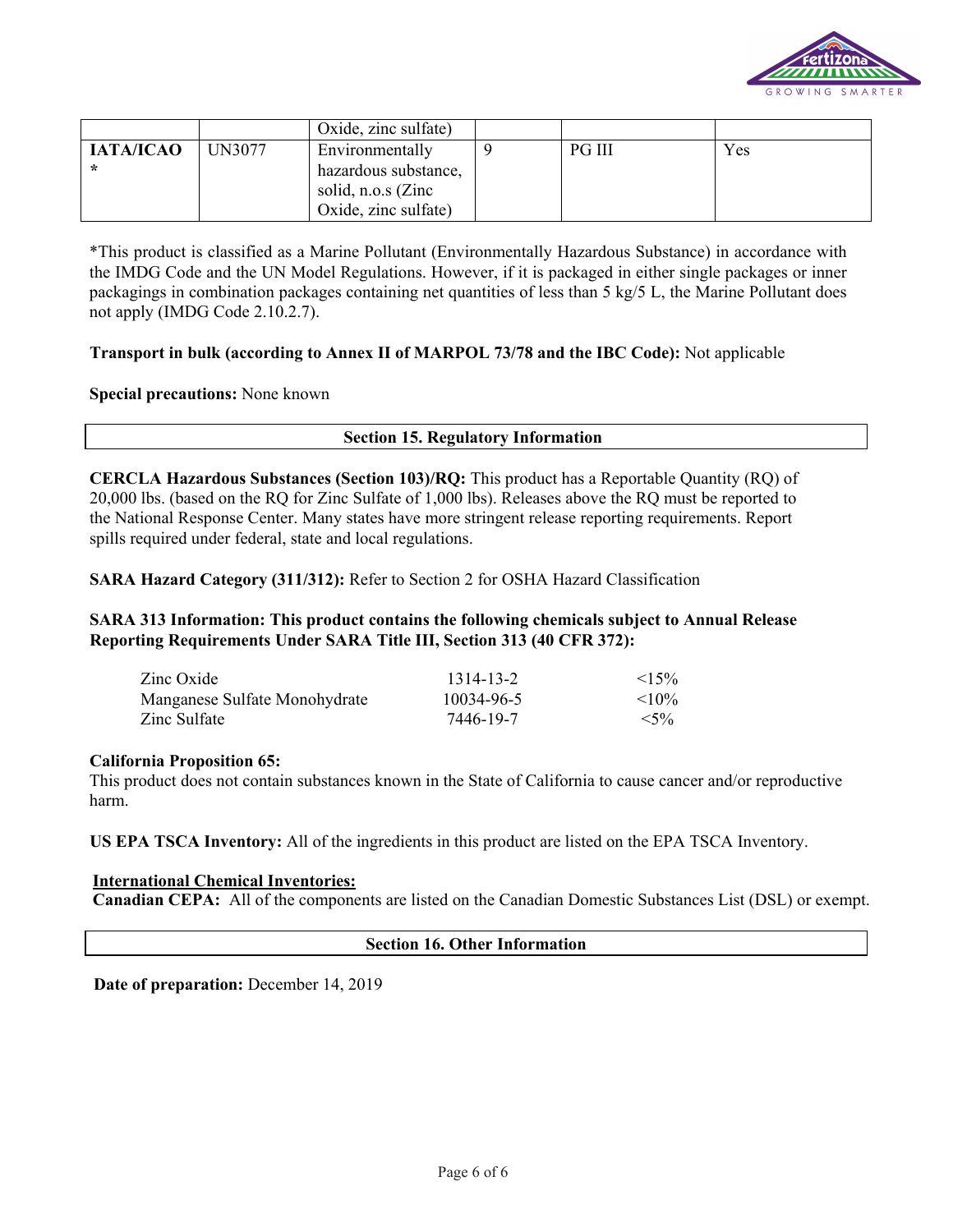| | | | | | |
|---|---|---|---|---|---|
| | | Oxide, zinc sulfate) | | | |
| **IATA/ICAO *** | UN3077 | Environmentally hazardous substance, solid, n.o.s (Zinc Oxide, zinc sulfate) | 9 | PG III | Yes |

*This product is classified as a Marine Pollutant (Environmentally Hazardous Substance) in accordance with the IMDG Code and the UN Model Regulations. However, if it is packaged in either single packages or inner packagings in combination packages containing net quantities of less than 5 kg/5 L, the Marine Pollutant does not apply (IMDG Code 2.10.2.7).

**Transport in bulk (according to Annex II of MARPOL 73/78 and the IBC Code):** Not applicable

**Special precautions:** None known

## Section 15. Regulatory Information

**CERCLA Hazardous Substances (Section 103)/RQ:** This product has a Reportable Quantity (RQ) of 20,000 lbs. (based on the RQ for Zinc Sulfate of 1,000 lbs). Releases above the RQ must be reported to the National Response Center. Many states have more stringent release reporting requirements. Report spills required under federal, state and local regulations.

**SARA Hazard Category (311/312):** Refer to Section 2 for OSHA Hazard Classification

**SARA 313 Information: This product contains the following chemicals subject to Annual Release Reporting Requirements Under SARA Title III, Section 313 (40 CFR 372):**

| | | |
|---|---|---|
| Zinc Oxide | 1314-13-2 | <15% |
| Manganese Sulfate Monohydrate | 10034-96-5 | <10% |
| Zinc Sulfate | 7446-19-7 | <5% |

**California Proposition 65:**
This product does not contain substances known in the State of California to cause cancer and/or reproductive harm.

**US EPA TSCA Inventory:** All of the ingredients in this product are listed on the EPA TSCA Inventory.

**International Chemical Inventories:**
**Canadian CEPA:** All of the components are listed on the Canadian Domestic Substances List (DSL) or exempt.

## Section 16. Other Information

**Date of preparation:** December 14, 2019